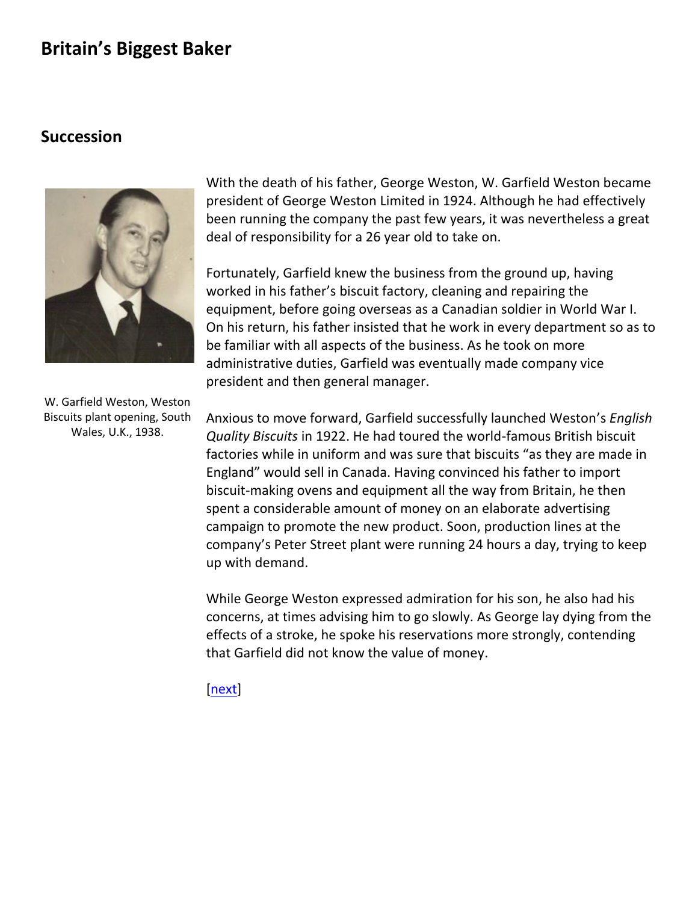# Britain's Biggest Baker

## Succession

W. Garfield Weston, Weston Biscuits plant opening, South Wales, U.K., 1938.

With the death of his father, George Weston, W. Garfield Weston became president of George Weston Limited in 1924. Although he had effectively been running the company the past few years, it was nevertheless a great deal of responsibility for a 26 year old to take on.

Fortunately, Garfield knew the business from the ground up, having worked in his father's biscuit factory, cleaning and repairing the equipment, before going overseas as a Canadian soldier in World War I. On his return, his father insisted that he work in every department so as to be familiar with all aspects of the business. As he took on more administrative duties, Garfield was eventually made company vice president and then general manager.

Anxious to move forward, Garfield successfully launched Weston's *English Quality Biscuits* in 1922. He had toured the world-famous British biscuit factories while in uniform and was sure that biscuits "as they are made in England" would sell in Canada. Having convinced his father to import biscuit-making ovens and equipment all the way from Britain, he then spent a considerable amount of money on an elaborate advertising campaign to promote the new product. Soon, production lines at the company's Peter Street plant were running 24 hours a day, trying to keep up with demand.

While George Weston expressed admiration for his son, he also had his concerns, at times advising him to go slowly. As George lay dying from the effects of a stroke, he spoke his reservations more strongly, contending that Garfield did not know the value of money.

[next]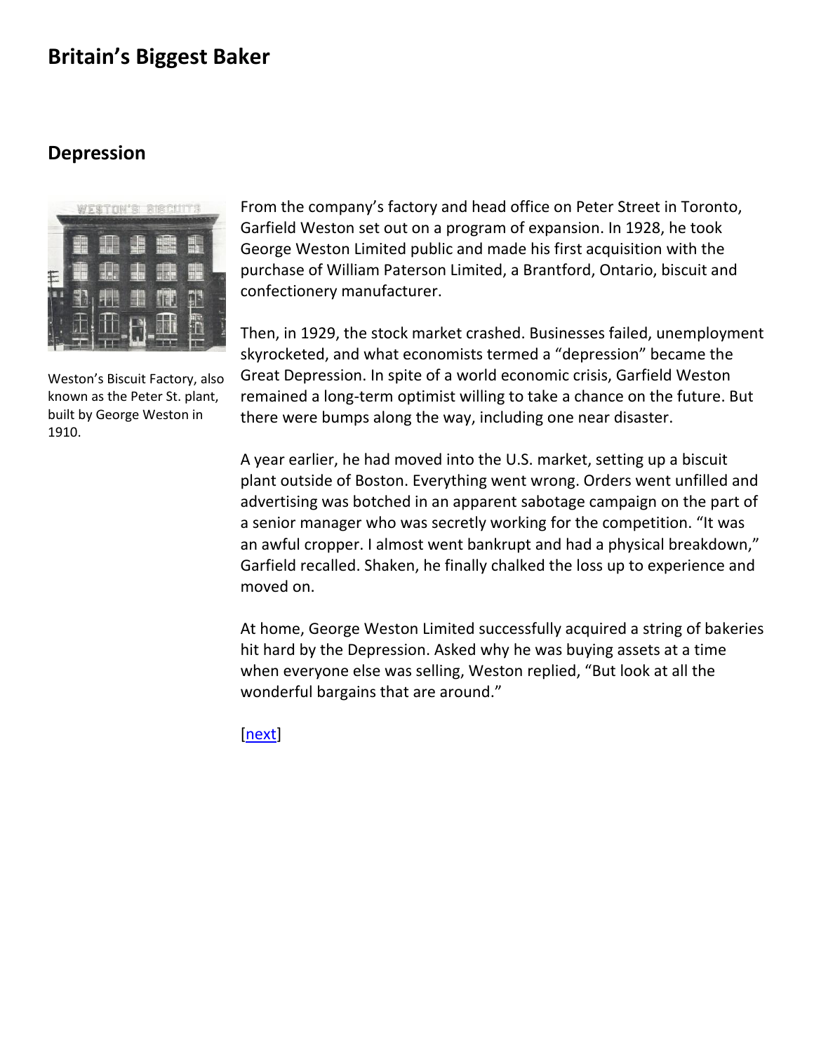# Britain's Biggest Baker

## Depression

Weston's Biscuit Factory, also known as the Peter St. plant, built by George Weston in 1910.

From the company's factory and head office on Peter Street in Toronto, Garfield Weston set out on a program of expansion. In 1928, he took George Weston Limited public and made his first acquisition with the purchase of William Paterson Limited, a Brantford, Ontario, biscuit and confectionery manufacturer.

Then, in 1929, the stock market crashed. Businesses failed, unemployment skyrocketed, and what economists termed a "depression" became the Great Depression. In spite of a world economic crisis, Garfield Weston remained a long-term optimist willing to take a chance on the future. But there were bumps along the way, including one near disaster.

A year earlier, he had moved into the U.S. market, setting up a biscuit plant outside of Boston. Everything went wrong. Orders went unfilled and advertising was botched in an apparent sabotage campaign on the part of a senior manager who was secretly working for the competition. "It was an awful cropper. I almost went bankrupt and had a physical breakdown," Garfield recalled. Shaken, he finally chalked the loss up to experience and moved on.

At home, George Weston Limited successfully acquired a string of bakeries hit hard by the Depression. Asked why he was buying assets at a time when everyone else was selling, Weston replied, "But look at all the wonderful bargains that are around."

[next]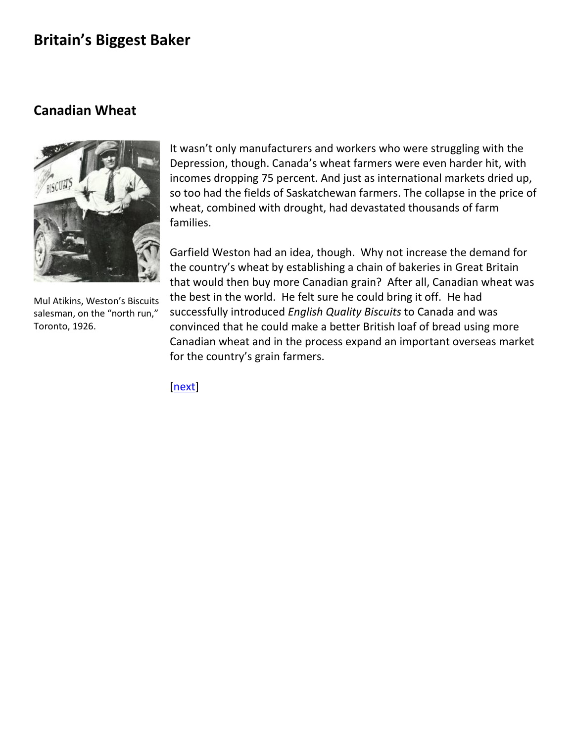# Britain's Biggest Baker

## Canadian Wheat

Mul Atikins, Weston's Biscuits salesman, on the "north run," Toronto, 1926.

It wasn't only manufacturers and workers who were struggling with the Depression, though. Canada's wheat farmers were even harder hit, with incomes dropping 75 percent. And just as international markets dried up, so too had the fields of Saskatchewan farmers. The collapse in the price of wheat, combined with drought, had devastated thousands of farm families.

Garfield Weston had an idea, though. Why not increase the demand for the country's wheat by establishing a chain of bakeries in Great Britain that would then buy more Canadian grain? After all, Canadian wheat was the best in the world. He felt sure he could bring it off. He had successfully introduced *English Quality Biscuits* to Canada and was convinced that he could make a better British loaf of bread using more Canadian wheat and in the process expand an important overseas market for the country's grain farmers.

[next]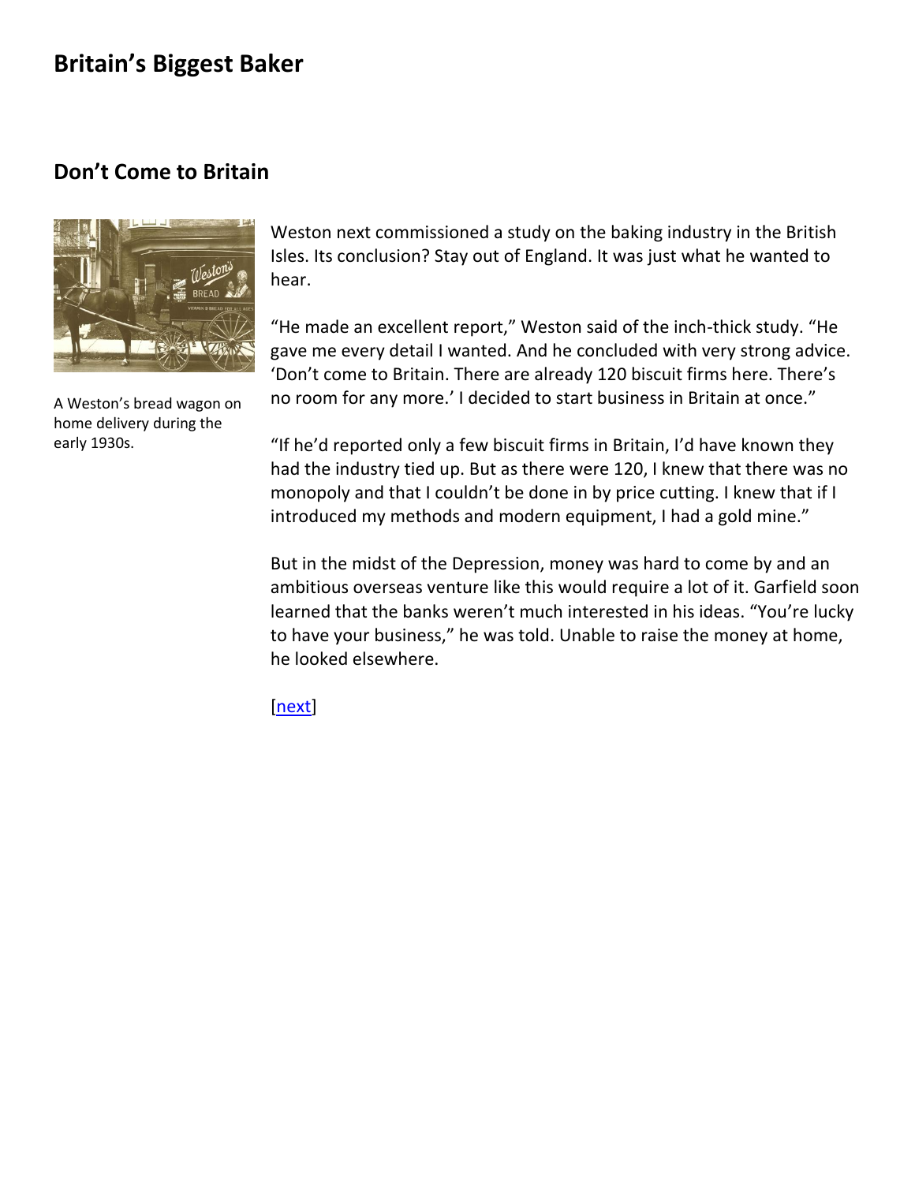# Britain's Biggest Baker

## Don't Come to Britain

A Weston's bread wagon on home delivery during the early 1930s.

Weston next commissioned a study on the baking industry in the British Isles. Its conclusion? Stay out of England. It was just what he wanted to hear.

"He made an excellent report," Weston said of the inch-thick study. "He gave me every detail I wanted. And he concluded with very strong advice. 'Don't come to Britain. There are already 120 biscuit firms here. There's no room for any more.' I decided to start business in Britain at once."

"If he'd reported only a few biscuit firms in Britain, I'd have known they had the industry tied up. But as there were 120, I knew that there was no monopoly and that I couldn't be done in by price cutting. I knew that if I introduced my methods and modern equipment, I had a gold mine."

But in the midst of the Depression, money was hard to come by and an ambitious overseas venture like this would require a lot of it. Garfield soon learned that the banks weren't much interested in his ideas. "You're lucky to have your business," he was told. Unable to raise the money at home, he looked elsewhere.

[next]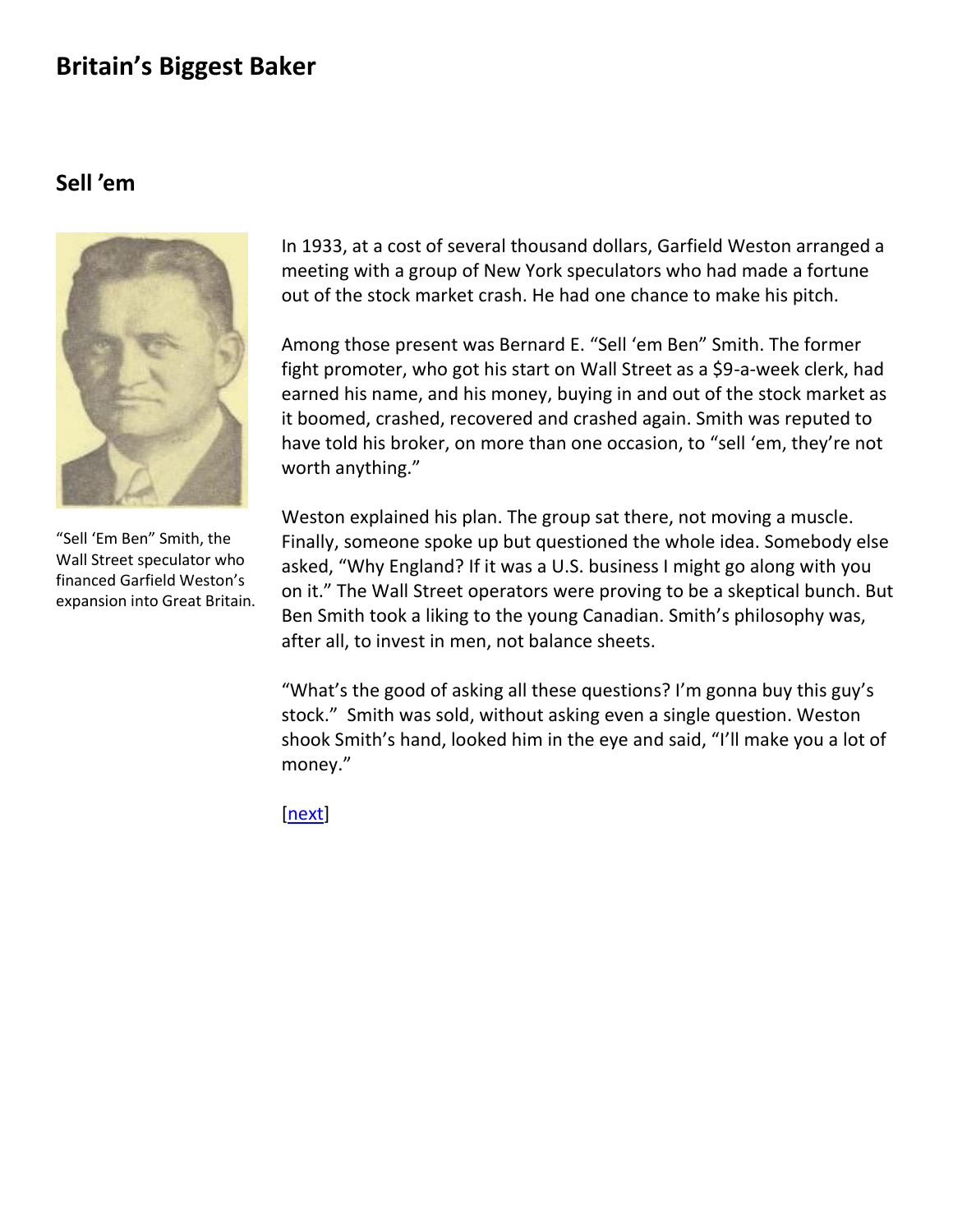# Britain's Biggest Baker

## Sell 'em

"Sell 'Em Ben" Smith, the Wall Street speculator who financed Garfield Weston's expansion into Great Britain.

In 1933, at a cost of several thousand dollars, Garfield Weston arranged a meeting with a group of New York speculators who had made a fortune out of the stock market crash. He had one chance to make his pitch.

Among those present was Bernard E. "Sell 'em Ben" Smith. The former fight promoter, who got his start on Wall Street as a $9-a-week clerk, had earned his name, and his money, buying in and out of the stock market as it boomed, crashed, recovered and crashed again. Smith was reputed to have told his broker, on more than one occasion, to "sell 'em, they're not worth anything."

Weston explained his plan. The group sat there, not moving a muscle. Finally, someone spoke up but questioned the whole idea. Somebody else asked, "Why England? If it was a U.S. business I might go along with you on it." The Wall Street operators were proving to be a skeptical bunch. But Ben Smith took a liking to the young Canadian. Smith's philosophy was, after all, to invest in men, not balance sheets.

"What's the good of asking all these questions? I'm gonna buy this guy's stock." Smith was sold, without asking even a single question. Weston shook Smith's hand, looked him in the eye and said, "I'll make you a lot of money."

[next]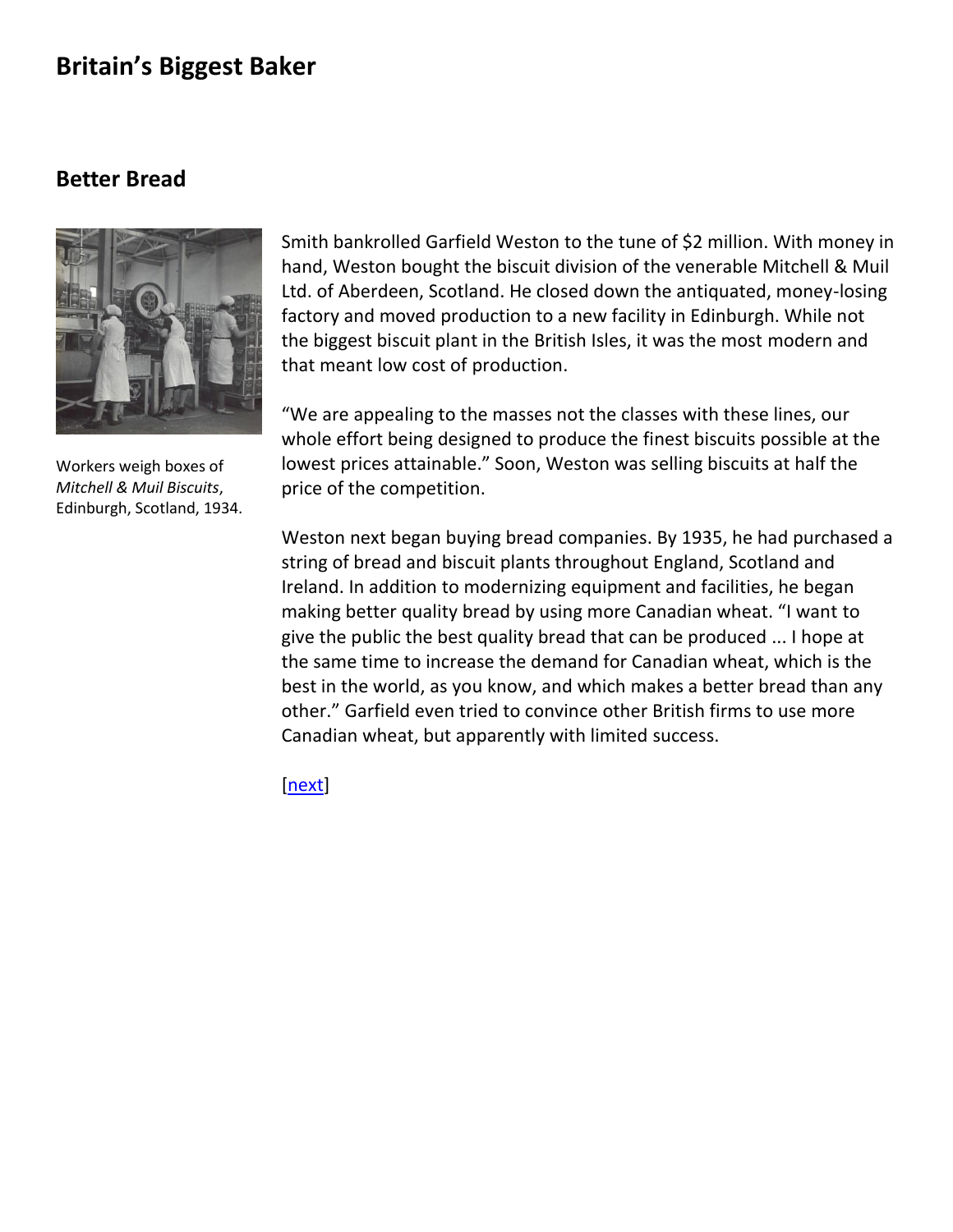# Britain's Biggest Baker

## Better Bread

Workers weigh boxes of *Mitchell & Muil Biscuits*, Edinburgh, Scotland, 1934.

Smith bankrolled Garfield Weston to the tune of $2 million. With money in hand, Weston bought the biscuit division of the venerable Mitchell & Muil Ltd. of Aberdeen, Scotland. He closed down the antiquated, money-losing factory and moved production to a new facility in Edinburgh. While not the biggest biscuit plant in the British Isles, it was the most modern and that meant low cost of production.

"We are appealing to the masses not the classes with these lines, our whole effort being designed to produce the finest biscuits possible at the lowest prices attainable." Soon, Weston was selling biscuits at half the price of the competition.

Weston next began buying bread companies. By 1935, he had purchased a string of bread and biscuit plants throughout England, Scotland and Ireland. In addition to modernizing equipment and facilities, he began making better quality bread by using more Canadian wheat. "I want to give the public the best quality bread that can be produced ... I hope at the same time to increase the demand for Canadian wheat, which is the best in the world, as you know, and which makes a better bread than any other." Garfield even tried to convince other British firms to use more Canadian wheat, but apparently with limited success.

[next]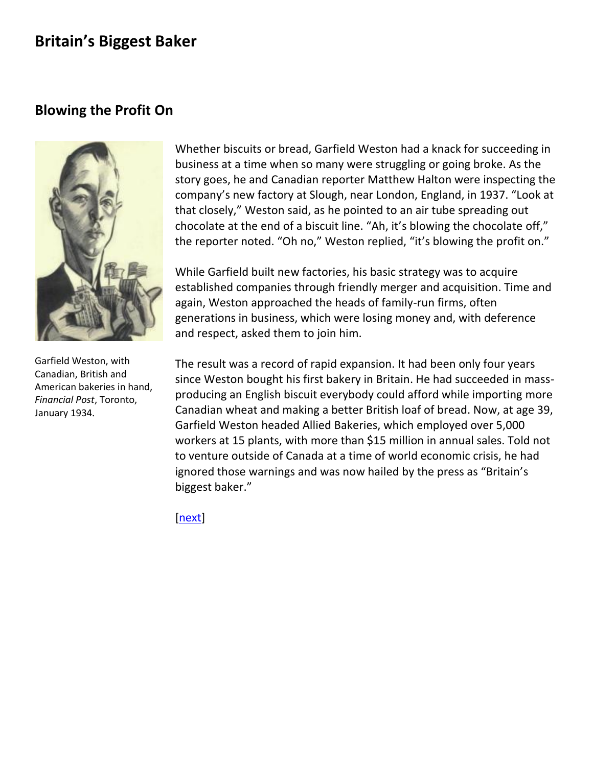# Britain's Biggest Baker

## Blowing the Profit On

Garfield Weston, with Canadian, British and American bakeries in hand, *Financial Post*, Toronto, January 1934.

Whether biscuits or bread, Garfield Weston had a knack for succeeding in business at a time when so many were struggling or going broke. As the story goes, he and Canadian reporter Matthew Halton were inspecting the company's new factory at Slough, near London, England, in 1937. "Look at that closely," Weston said, as he pointed to an air tube spreading out chocolate at the end of a biscuit line. "Ah, it's blowing the chocolate off," the reporter noted. "Oh no," Weston replied, "it's blowing the profit on."

While Garfield built new factories, his basic strategy was to acquire established companies through friendly merger and acquisition. Time and again, Weston approached the heads of family-run firms, often generations in business, which were losing money and, with deference and respect, asked them to join him.

The result was a record of rapid expansion. It had been only four years since Weston bought his first bakery in Britain. He had succeeded in mass-producing an English biscuit everybody could afford while importing more Canadian wheat and making a better British loaf of bread. Now, at age 39, Garfield Weston headed Allied Bakeries, which employed over 5,000 workers at 15 plants, with more than $15 million in annual sales. Told not to venture outside of Canada at a time of world economic crisis, he had ignored those warnings and was now hailed by the press as "Britain's biggest baker."

[next]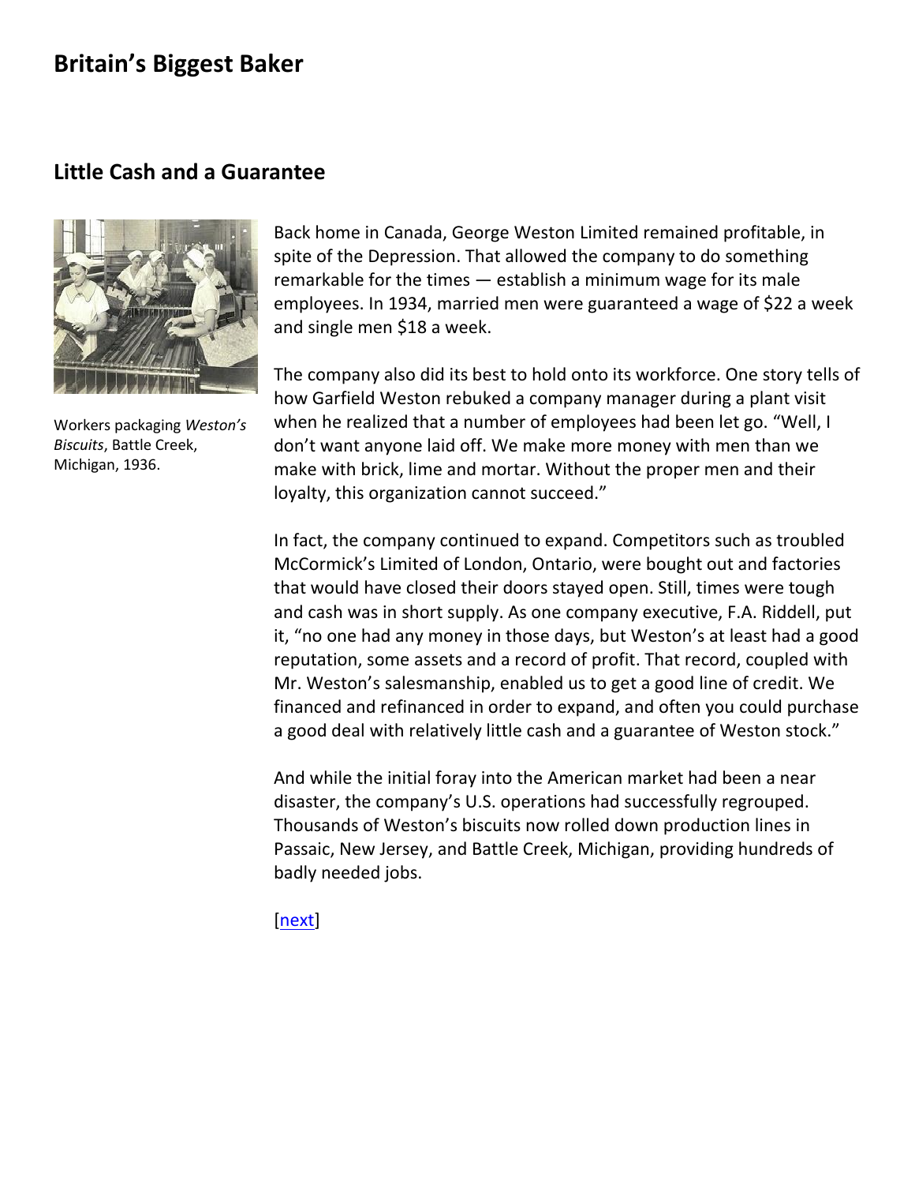# Britain's Biggest Baker

## Little Cash and a Guarantee

Workers packaging *Weston's Biscuits*, Battle Creek, Michigan, 1936.

Back home in Canada, George Weston Limited remained profitable, in spite of the Depression. That allowed the company to do something remarkable for the times — establish a minimum wage for its male employees. In 1934, married men were guaranteed a wage of $22 a week and single men $18 a week.

The company also did its best to hold onto its workforce. One story tells of how Garfield Weston rebuked a company manager during a plant visit when he realized that a number of employees had been let go. "Well, I don't want anyone laid off. We make more money with men than we make with brick, lime and mortar. Without the proper men and their loyalty, this organization cannot succeed."

In fact, the company continued to expand. Competitors such as troubled McCormick's Limited of London, Ontario, were bought out and factories that would have closed their doors stayed open. Still, times were tough and cash was in short supply. As one company executive, F.A. Riddell, put it, "no one had any money in those days, but Weston's at least had a good reputation, some assets and a record of profit. That record, coupled with Mr. Weston's salesmanship, enabled us to get a good line of credit. We financed and refinanced in order to expand, and often you could purchase a good deal with relatively little cash and a guarantee of Weston stock."

And while the initial foray into the American market had been a near disaster, the company's U.S. operations had successfully regrouped. Thousands of Weston's biscuits now rolled down production lines in Passaic, New Jersey, and Battle Creek, Michigan, providing hundreds of badly needed jobs.

[next]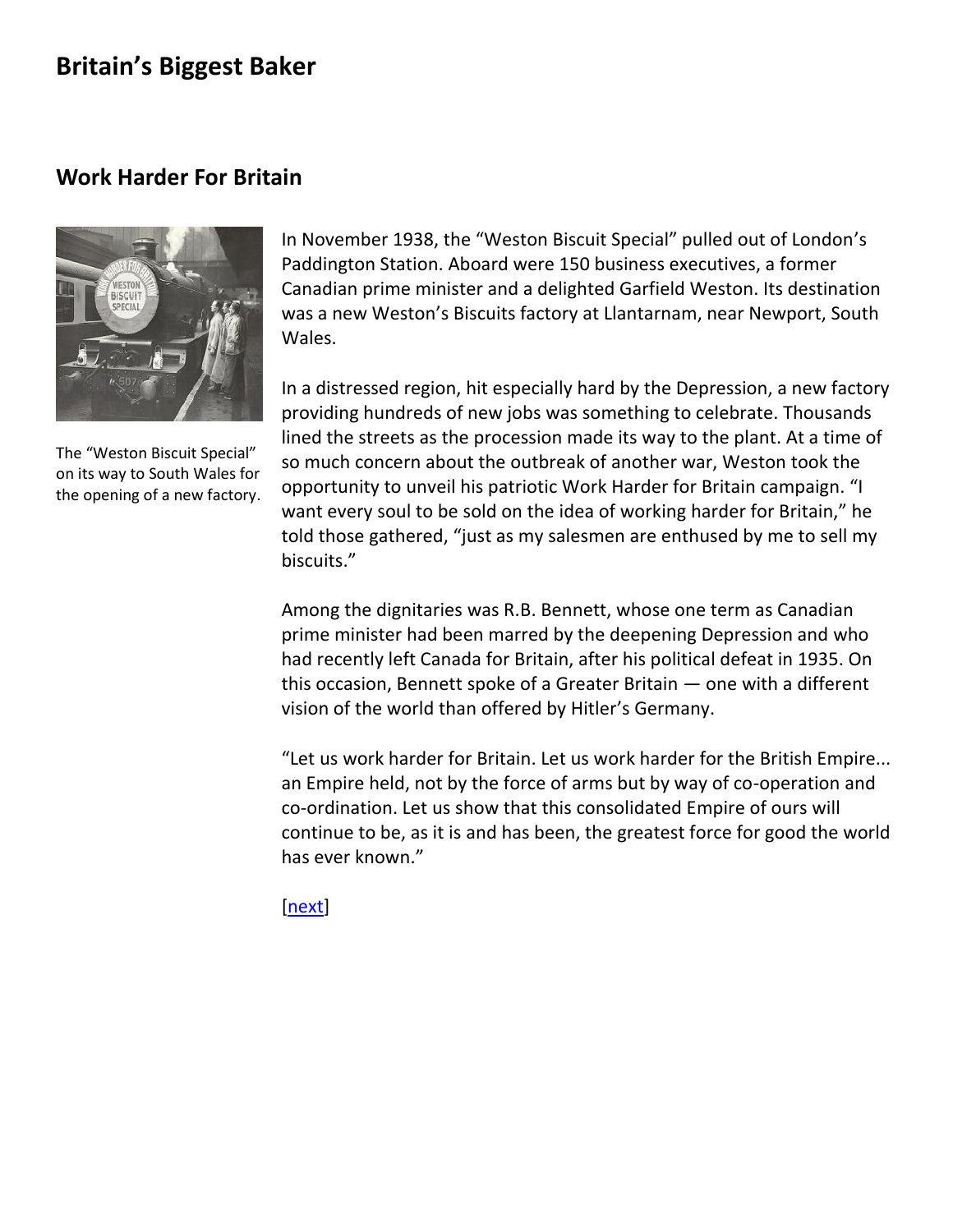# Britain's Biggest Baker

## Work Harder For Britain

The "Weston Biscuit Special" on its way to South Wales for the opening of a new factory.

In November 1938, the "Weston Biscuit Special" pulled out of London's Paddington Station. Aboard were 150 business executives, a former Canadian prime minister and a delighted Garfield Weston. Its destination was a new Weston's Biscuits factory at Llantarnam, near Newport, South Wales.

In a distressed region, hit especially hard by the Depression, a new factory providing hundreds of new jobs was something to celebrate. Thousands lined the streets as the procession made its way to the plant. At a time of so much concern about the outbreak of another war, Weston took the opportunity to unveil his patriotic Work Harder for Britain campaign. "I want every soul to be sold on the idea of working harder for Britain," he told those gathered, "just as my salesmen are enthused by me to sell my biscuits."

Among the dignitaries was R.B. Bennett, whose one term as Canadian prime minister had been marred by the deepening Depression and who had recently left Canada for Britain, after his political defeat in 1935. On this occasion, Bennett spoke of a Greater Britain — one with a different vision of the world than offered by Hitler's Germany.

"Let us work harder for Britain. Let us work harder for the British Empire... an Empire held, not by the force of arms but by way of co-operation and co-ordination. Let us show that this consolidated Empire of ours will continue to be, as it is and has been, the greatest force for good the world has ever known."

[next]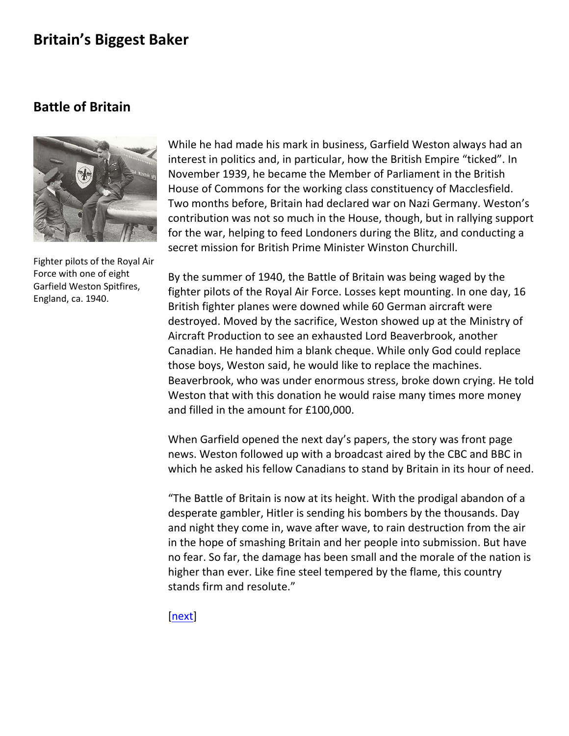# Britain's Biggest Baker

## Battle of Britain

Fighter pilots of the Royal Air Force with one of eight Garfield Weston Spitfires, England, ca. 1940.

While he had made his mark in business, Garfield Weston always had an interest in politics and, in particular, how the British Empire "ticked". In November 1939, he became the Member of Parliament in the British House of Commons for the working class constituency of Macclesfield. Two months before, Britain had declared war on Nazi Germany. Weston's contribution was not so much in the House, though, but in rallying support for the war, helping to feed Londoners during the Blitz, and conducting a secret mission for British Prime Minister Winston Churchill.

By the summer of 1940, the Battle of Britain was being waged by the fighter pilots of the Royal Air Force. Losses kept mounting. In one day, 16 British fighter planes were downed while 60 German aircraft were destroyed. Moved by the sacrifice, Weston showed up at the Ministry of Aircraft Production to see an exhausted Lord Beaverbrook, another Canadian. He handed him a blank cheque. While only God could replace those boys, Weston said, he would like to replace the machines. Beaverbrook, who was under enormous stress, broke down crying. He told Weston that with this donation he would raise many times more money and filled in the amount for £100,000.

When Garfield opened the next day's papers, the story was front page news. Weston followed up with a broadcast aired by the CBC and BBC in which he asked his fellow Canadians to stand by Britain in its hour of need.

"The Battle of Britain is now at its height. With the prodigal abandon of a desperate gambler, Hitler is sending his bombers by the thousands. Day and night they come in, wave after wave, to rain destruction from the air in the hope of smashing Britain and her people into submission. But have no fear. So far, the damage has been small and the morale of the nation is higher than ever. Like fine steel tempered by the flame, this country stands firm and resolute."

[next]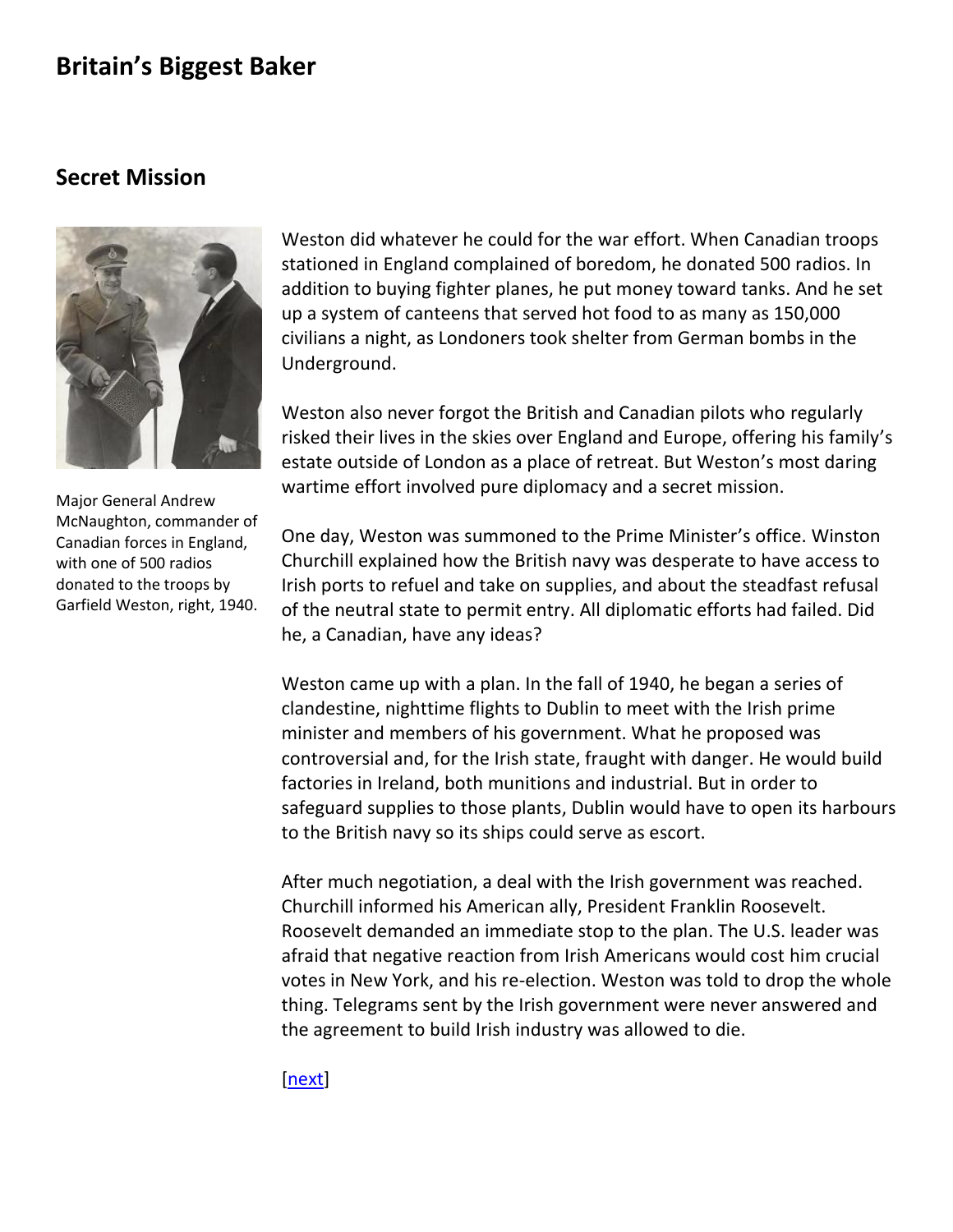# Britain's Biggest Baker

## Secret Mission

Major General Andrew McNaughton, commander of Canadian forces in England, with one of 500 radios donated to the troops by Garfield Weston, right, 1940.

Weston did whatever he could for the war effort. When Canadian troops stationed in England complained of boredom, he donated 500 radios. In addition to buying fighter planes, he put money toward tanks. And he set up a system of canteens that served hot food to as many as 150,000 civilians a night, as Londoners took shelter from German bombs in the Underground.

Weston also never forgot the British and Canadian pilots who regularly risked their lives in the skies over England and Europe, offering his family's estate outside of London as a place of retreat. But Weston's most daring wartime effort involved pure diplomacy and a secret mission.

One day, Weston was summoned to the Prime Minister's office. Winston Churchill explained how the British navy was desperate to have access to Irish ports to refuel and take on supplies, and about the steadfast refusal of the neutral state to permit entry. All diplomatic efforts had failed. Did he, a Canadian, have any ideas?

Weston came up with a plan. In the fall of 1940, he began a series of clandestine, nighttime flights to Dublin to meet with the Irish prime minister and members of his government. What he proposed was controversial and, for the Irish state, fraught with danger. He would build factories in Ireland, both munitions and industrial. But in order to safeguard supplies to those plants, Dublin would have to open its harbours to the British navy so its ships could serve as escort.

After much negotiation, a deal with the Irish government was reached. Churchill informed his American ally, President Franklin Roosevelt. Roosevelt demanded an immediate stop to the plan. The U.S. leader was afraid that negative reaction from Irish Americans would cost him crucial votes in New York, and his re-election. Weston was told to drop the whole thing. Telegrams sent by the Irish government were never answered and the agreement to build Irish industry was allowed to die.

[next]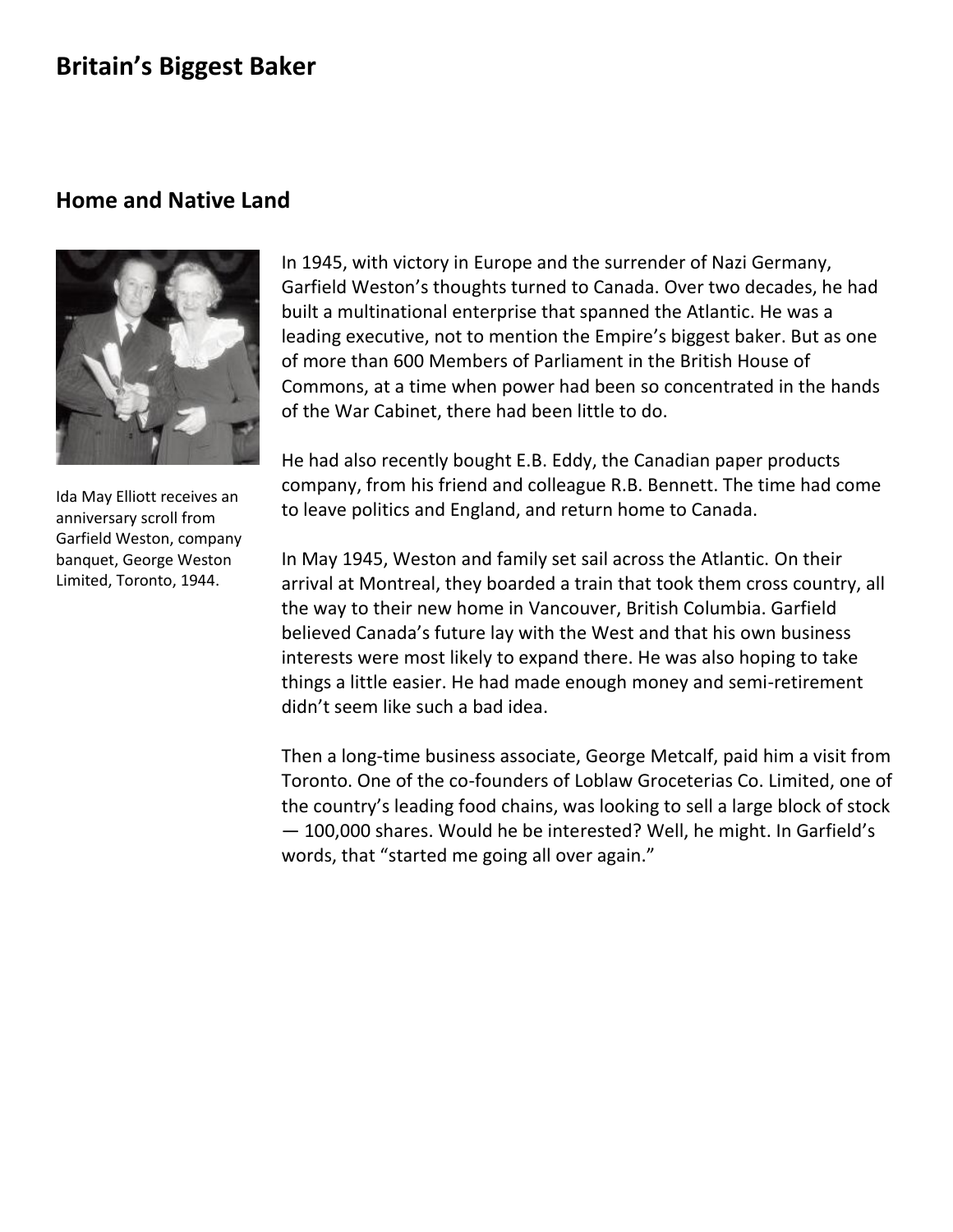# Britain's Biggest Baker

## Home and Native Land

Ida May Elliott receives an anniversary scroll from Garfield Weston, company banquet, George Weston Limited, Toronto, 1944.

In 1945, with victory in Europe and the surrender of Nazi Germany, Garfield Weston's thoughts turned to Canada. Over two decades, he had built a multinational enterprise that spanned the Atlantic. He was a leading executive, not to mention the Empire's biggest baker. But as one of more than 600 Members of Parliament in the British House of Commons, at a time when power had been so concentrated in the hands of the War Cabinet, there had been little to do.

He had also recently bought E.B. Eddy, the Canadian paper products company, from his friend and colleague R.B. Bennett. The time had come to leave politics and England, and return home to Canada.

In May 1945, Weston and family set sail across the Atlantic. On their arrival at Montreal, they boarded a train that took them cross country, all the way to their new home in Vancouver, British Columbia. Garfield believed Canada's future lay with the West and that his own business interests were most likely to expand there. He was also hoping to take things a little easier. He had made enough money and semi-retirement didn't seem like such a bad idea.

Then a long-time business associate, George Metcalf, paid him a visit from Toronto. One of the co-founders of Loblaw Groceterias Co. Limited, one of the country's leading food chains, was looking to sell a large block of stock — 100,000 shares. Would he be interested? Well, he might. In Garfield's words, that "started me going all over again."